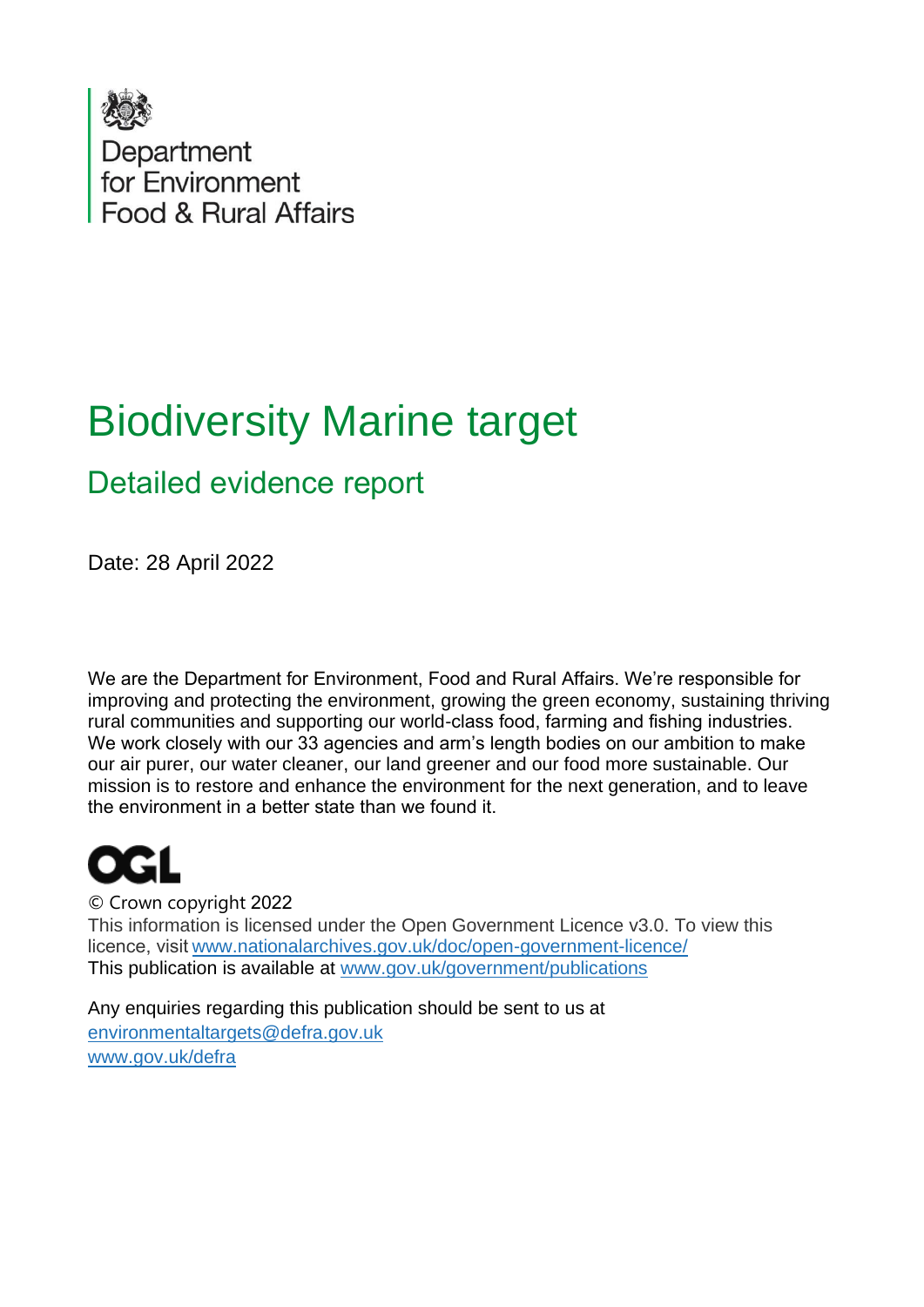Department for Environment Food & Rural Affairs

# Biodiversity Marine target

## Detailed evidence report

Date: 28 April 2022

We are the Department for Environment, Food and Rural Affairs. We're responsible for improving and protecting the environment, growing the green economy, sustaining thriving rural communities and supporting our world-class food, farming and fishing industries. We work closely with our 33 agencies and arm's length bodies on our ambition to make our air purer, our water cleaner, our land greener and our food more sustainable. Our mission is to restore and enhance the environment for the next generation, and to leave the environment in a better state than we found it.

OGL

© Crown copyright 2022

This information is licensed under the Open Government Licence v3.0. To view this licence, visit [www.nationalarchives.gov.uk/doc/open-government-licence/](http://www.nationalarchives.gov.uk/doc/open-government-licence/)

This publication is available at [www.gov.uk/government/publications](http://www.gov.uk/government/publications)

Any enquiries regarding this publication should be sent to us at

[environmentaltargets@defra.gov.uk](mailto:environmentaltargets@defra.gov.uk)

[www.gov.uk/defra](http://www.gov.uk/defra)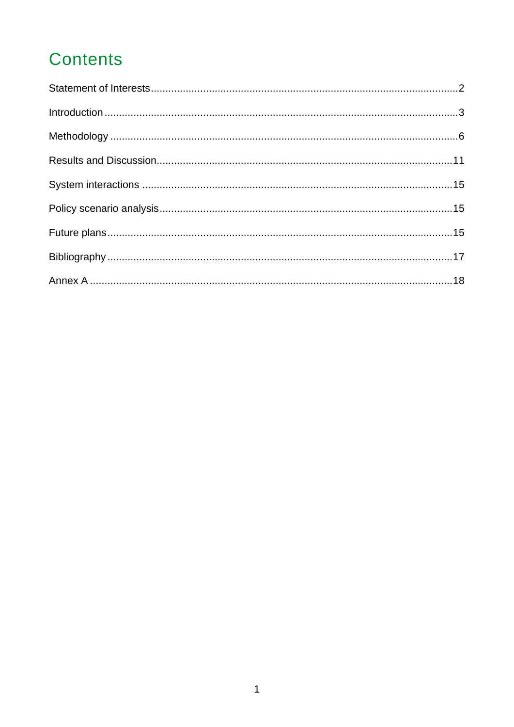# Contents

Statement of Interests........................................................................................................2

Introduction.........................................................................................................................3

Methodology .......................................................................................................................6

Results and Discussion.....................................................................................................11

System interactions .........................................................................................................15

Policy scenario analysis....................................................................................................15

Future plans.......................................................................................................................15

Bibliography.......................................................................................................................17

Annex A ............................................................................................................................18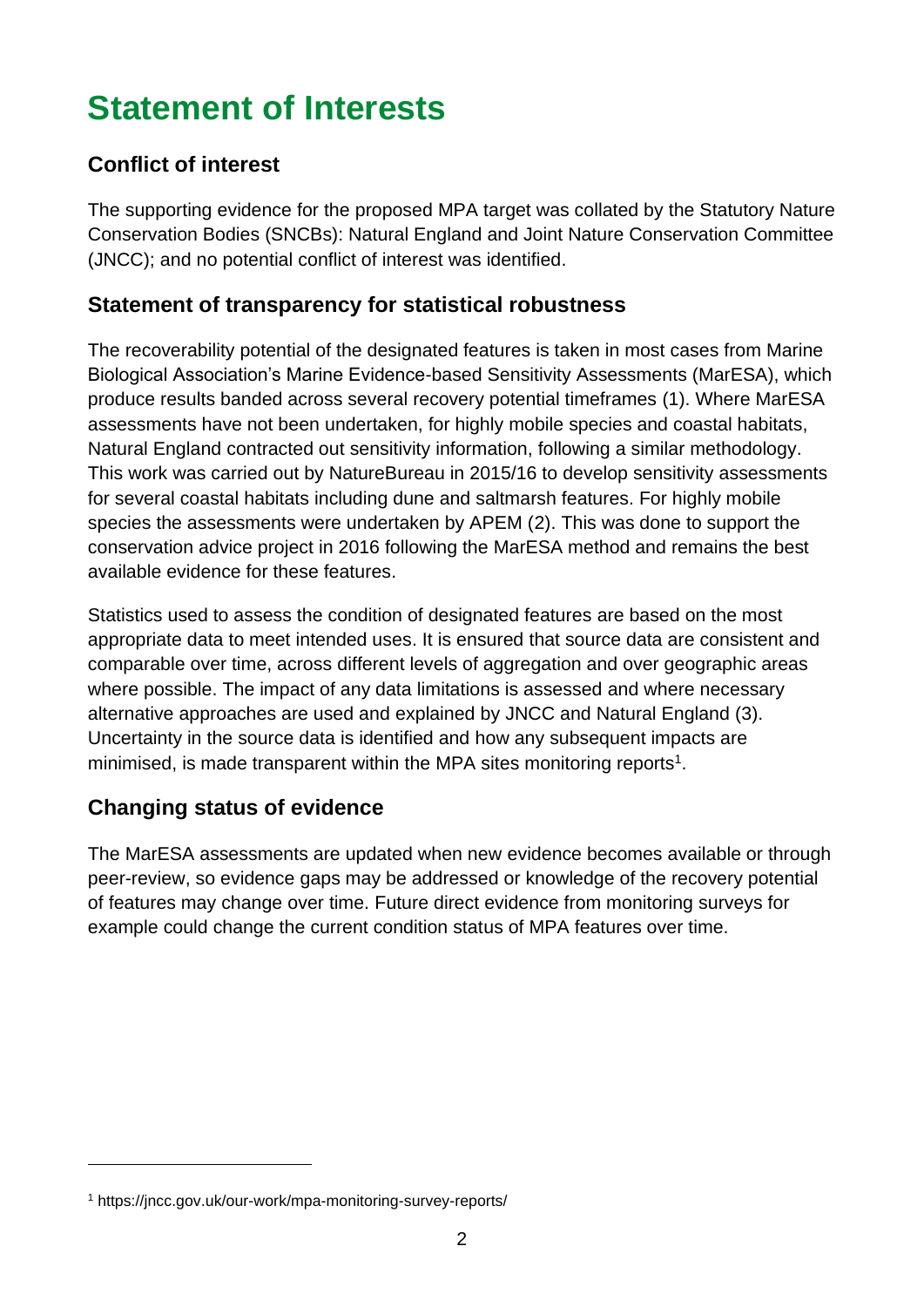# Statement of Interests

## Conflict of interest

The supporting evidence for the proposed MPA target was collated by the Statutory Nature Conservation Bodies (SNCBs): Natural England and Joint Nature Conservation Committee (JNCC); and no potential conflict of interest was identified.

## Statement of transparency for statistical robustness

The recoverability potential of the designated features is taken in most cases from Marine Biological Association's Marine Evidence-based Sensitivity Assessments (MarESA), which produce results banded across several recovery potential timeframes (1). Where MarESA assessments have not been undertaken, for highly mobile species and coastal habitats, Natural England contracted out sensitivity information, following a similar methodology. This work was carried out by NatureBureau in 2015/16 to develop sensitivity assessments for several coastal habitats including dune and saltmarsh features. For highly mobile species the assessments were undertaken by APEM (2). This was done to support the conservation advice project in 2016 following the MarESA method and remains the best available evidence for these features.

Statistics used to assess the condition of designated features are based on the most appropriate data to meet intended uses. It is ensured that source data are consistent and comparable over time, across different levels of aggregation and over geographic areas where possible. The impact of any data limitations is assessed and where necessary alternative approaches are used and explained by JNCC and Natural England (3). Uncertainty in the source data is identified and how any subsequent impacts are minimised, is made transparent within the MPA sites monitoring reports[1].

## Changing status of evidence

The MarESA assessments are updated when new evidence becomes available or through peer-review, so evidence gaps may be addressed or knowledge of the recovery potential of features may change over time. Future direct evidence from monitoring surveys for example could change the current condition status of MPA features over time.

---

[1] https://jncc.gov.uk/our-work/mpa-monitoring-survey-reports/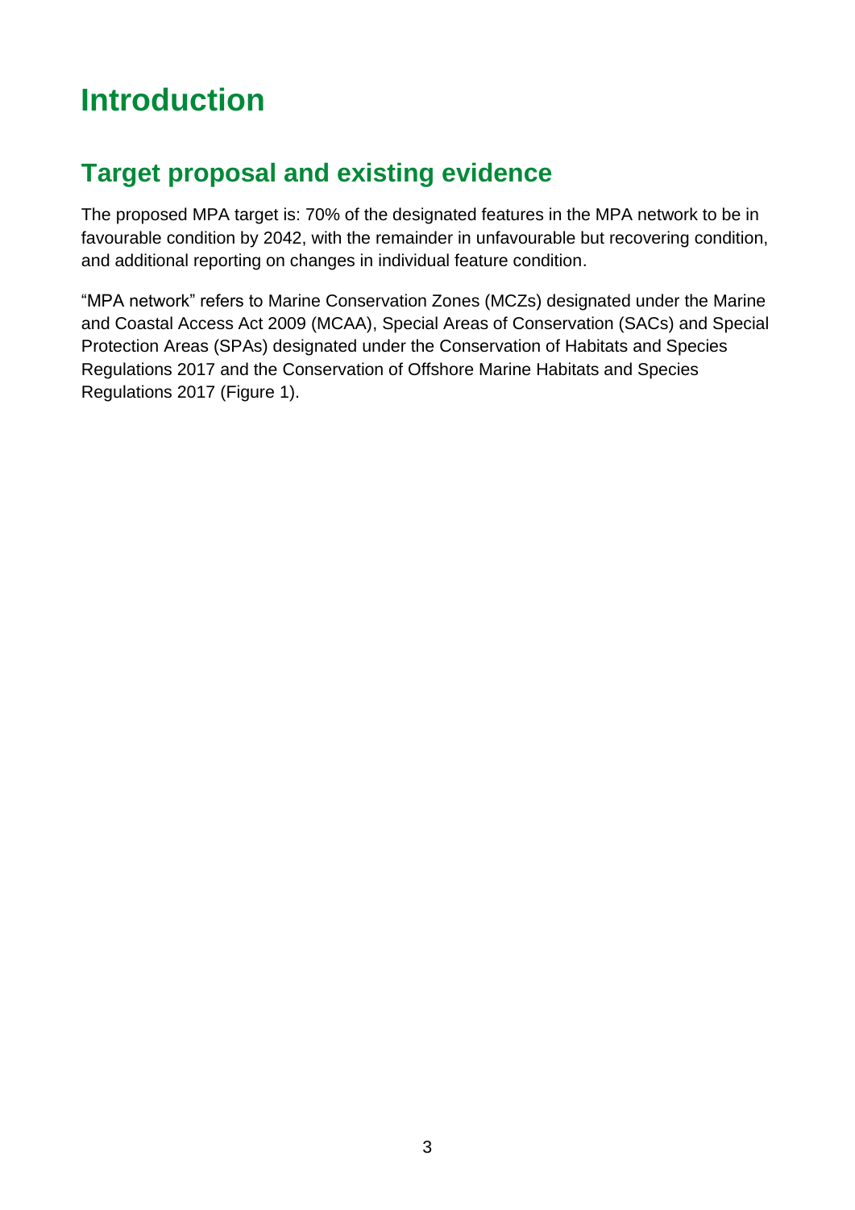# Introduction

## Target proposal and existing evidence

The proposed MPA target is: 70% of the designated features in the MPA network to be in favourable condition by 2042, with the remainder in unfavourable but recovering condition, and additional reporting on changes in individual feature condition.

"MPA network" refers to Marine Conservation Zones (MCZs) designated under the Marine and Coastal Access Act 2009 (MCAA), Special Areas of Conservation (SACs) and Special Protection Areas (SPAs) designated under the Conservation of Habitats and Species Regulations 2017 and the Conservation of Offshore Marine Habitats and Species Regulations 2017 (Figure 1).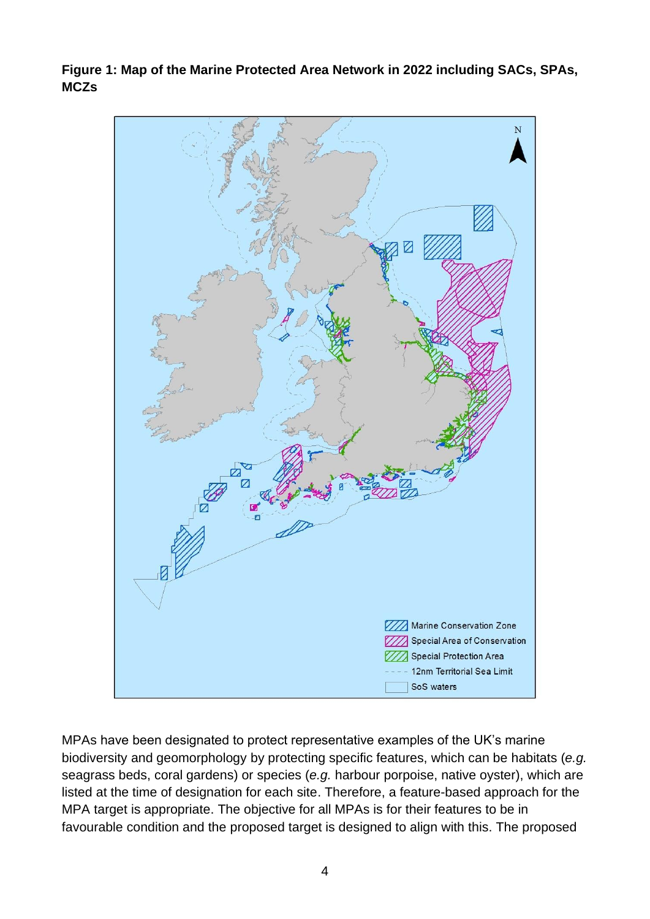**Figure 1: Map of the Marine Protected Area Network in 2022 including SACs, SPAs, MCZs**

MPAs have been designated to protect representative examples of the UK's marine biodiversity and geomorphology by protecting specific features, which can be habitats (*e.g.* seagrass beds, coral gardens) or species (*e.g.* harbour porpoise, native oyster), which are listed at the time of designation for each site. Therefore, a feature-based approach for the MPA target is appropriate. The objective for all MPAs is for their features to be in favourable condition and the proposed target is designed to align with this. The proposed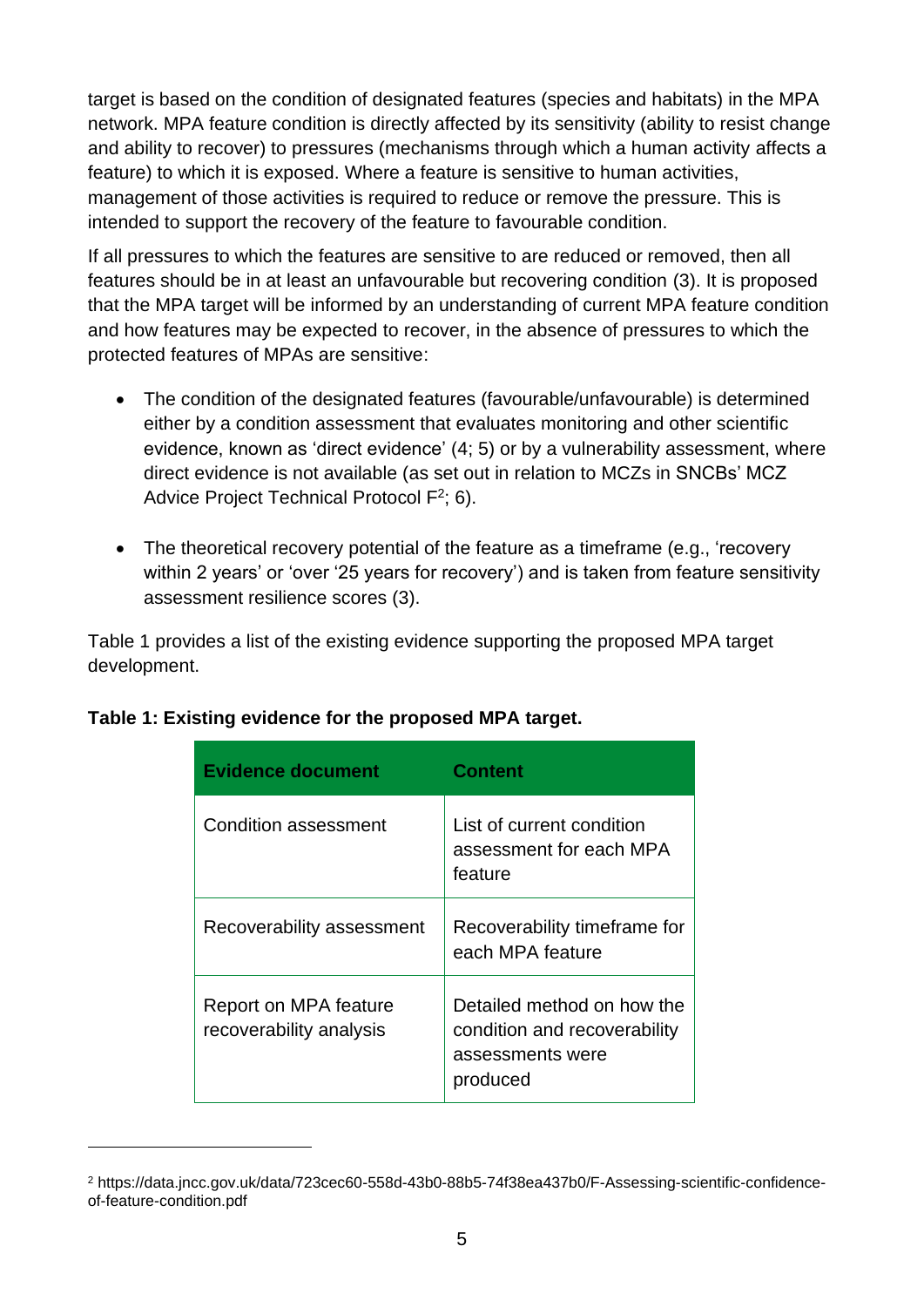target is based on the condition of designated features (species and habitats) in the MPA network. MPA feature condition is directly affected by its sensitivity (ability to resist change and ability to recover) to pressures (mechanisms through which a human activity affects a feature) to which it is exposed. Where a feature is sensitive to human activities, management of those activities is required to reduce or remove the pressure. This is intended to support the recovery of the feature to favourable condition.

If all pressures to which the features are sensitive to are reduced or removed, then all features should be in at least an unfavourable but recovering condition (3). It is proposed that the MPA target will be informed by an understanding of current MPA feature condition and how features may be expected to recover, in the absence of pressures to which the protected features of MPAs are sensitive:

- The condition of the designated features (favourable/unfavourable) is determined either by a condition assessment that evaluates monitoring and other scientific evidence, known as 'direct evidence' (4; 5) or by a vulnerability assessment, where direct evidence is not available (as set out in relation to MCZs in SNCBs' MCZ Advice Project Technical Protocol F[2]; 6).

- The theoretical recovery potential of the feature as a timeframe (e.g., 'recovery within 2 years' or 'over '25 years for recovery') and is taken from feature sensitivity assessment resilience scores (3).

Table 1 provides a list of the existing evidence supporting the proposed MPA target development.

**Table 1: Existing evidence for the proposed MPA target.**

| Evidence document | Content |
| --- | --- |
| Condition assessment | List of current condition assessment for each MPA feature |
| Recoverability assessment | Recoverability timeframe for each MPA feature |
| Report on MPA feature recoverability analysis | Detailed method on how the condition and recoverability assessments were produced |

[2] https://data.jncc.gov.uk/data/723cec60-558d-43b0-88b5-74f38ea437b0/F-Assessing-scientific-confidence-of-feature-condition.pdf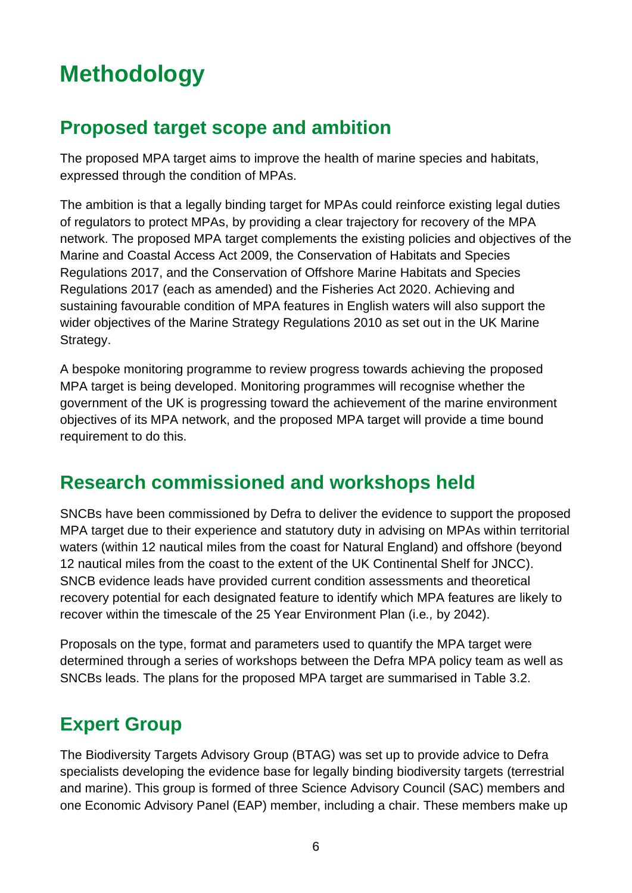# Methodology

## Proposed target scope and ambition

The proposed MPA target aims to improve the health of marine species and habitats, expressed through the condition of MPAs.

The ambition is that a legally binding target for MPAs could reinforce existing legal duties of regulators to protect MPAs, by providing a clear trajectory for recovery of the MPA network. The proposed MPA target complements the existing policies and objectives of the Marine and Coastal Access Act 2009, the Conservation of Habitats and Species Regulations 2017, and the Conservation of Offshore Marine Habitats and Species Regulations 2017 (each as amended) and the Fisheries Act 2020. Achieving and sustaining favourable condition of MPA features in English waters will also support the wider objectives of the Marine Strategy Regulations 2010 as set out in the UK Marine Strategy.

A bespoke monitoring programme to review progress towards achieving the proposed MPA target is being developed. Monitoring programmes will recognise whether the government of the UK is progressing toward the achievement of the marine environment objectives of its MPA network, and the proposed MPA target will provide a time bound requirement to do this.

## Research commissioned and workshops held

SNCBs have been commissioned by Defra to deliver the evidence to support the proposed MPA target due to their experience and statutory duty in advising on MPAs within territorial waters (within 12 nautical miles from the coast for Natural England) and offshore (beyond 12 nautical miles from the coast to the extent of the UK Continental Shelf for JNCC). SNCB evidence leads have provided current condition assessments and theoretical recovery potential for each designated feature to identify which MPA features are likely to recover within the timescale of the 25 Year Environment Plan (i.e*.,* by 2042).

Proposals on the type, format and parameters used to quantify the MPA target were determined through a series of workshops between the Defra MPA policy team as well as SNCBs leads. The plans for the proposed MPA target are summarised in Table 3.2.

## Expert Group

The Biodiversity Targets Advisory Group (BTAG) was set up to provide advice to Defra specialists developing the evidence base for legally binding biodiversity targets (terrestrial and marine). This group is formed of three Science Advisory Council (SAC) members and one Economic Advisory Panel (EAP) member, including a chair. These members make up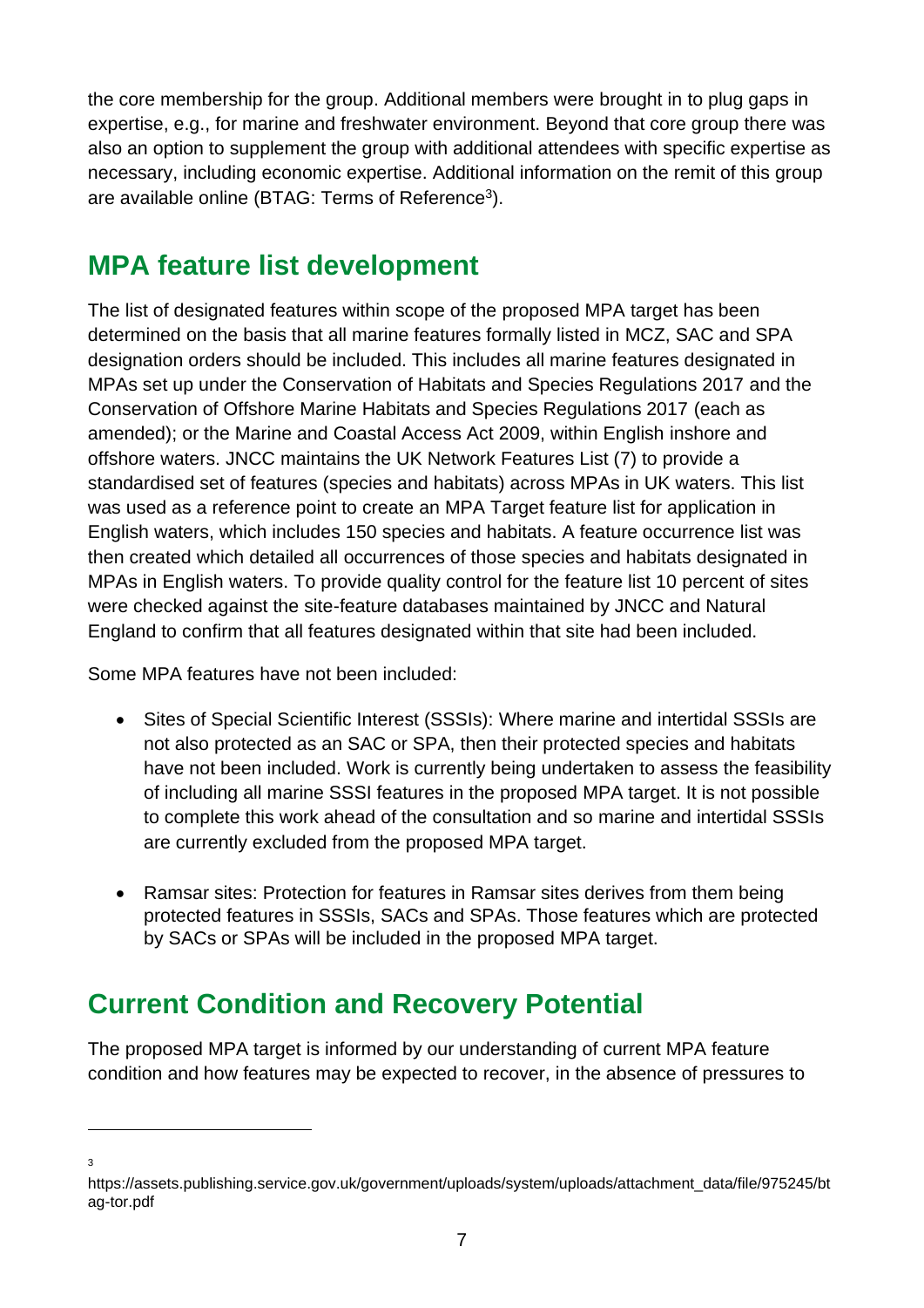the core membership for the group. Additional members were brought in to plug gaps in expertise, e.g., for marine and freshwater environment. Beyond that core group there was also an option to supplement the group with additional attendees with specific expertise as necessary, including economic expertise. Additional information on the remit of this group are available online (BTAG: Terms of Reference[3]).

## MPA feature list development

The list of designated features within scope of the proposed MPA target has been determined on the basis that all marine features formally listed in MCZ, SAC and SPA designation orders should be included. This includes all marine features designated in MPAs set up under the Conservation of Habitats and Species Regulations 2017 and the Conservation of Offshore Marine Habitats and Species Regulations 2017 (each as amended); or the Marine and Coastal Access Act 2009, within English inshore and offshore waters. JNCC maintains the UK Network Features List (7) to provide a standardised set of features (species and habitats) across MPAs in UK waters. This list was used as a reference point to create an MPA Target feature list for application in English waters, which includes 150 species and habitats. A feature occurrence list was then created which detailed all occurrences of those species and habitats designated in MPAs in English waters. To provide quality control for the feature list 10 percent of sites were checked against the site-feature databases maintained by JNCC and Natural England to confirm that all features designated within that site had been included.

Some MPA features have not been included:

- Sites of Special Scientific Interest (SSSIs): Where marine and intertidal SSSIs are not also protected as an SAC or SPA, then their protected species and habitats have not been included. Work is currently being undertaken to assess the feasibility of including all marine SSSI features in the proposed MPA target. It is not possible to complete this work ahead of the consultation and so marine and intertidal SSSIs are currently excluded from the proposed MPA target.

- Ramsar sites: Protection for features in Ramsar sites derives from them being protected features in SSSIs, SACs and SPAs. Those features which are protected by SACs or SPAs will be included in the proposed MPA target.

## Current Condition and Recovery Potential

The proposed MPA target is informed by our understanding of current MPA feature condition and how features may be expected to recover, in the absence of pressures to

[3] https://assets.publishing.service.gov.uk/government/uploads/system/uploads/attachment_data/file/975245/btag-tor.pdf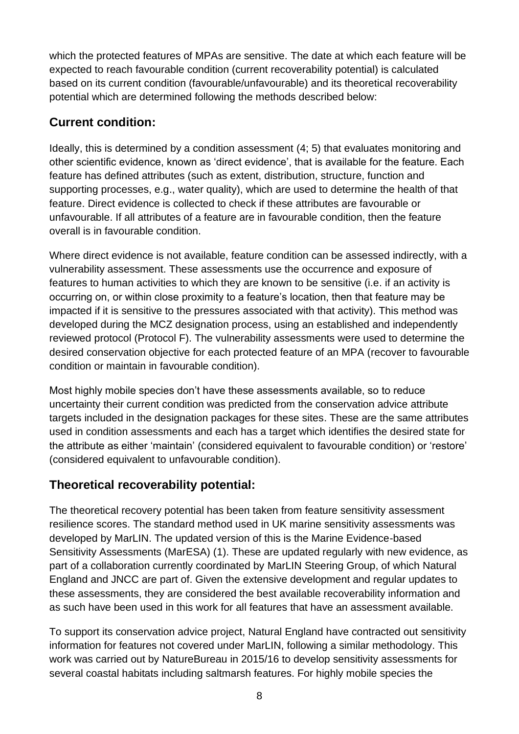which the protected features of MPAs are sensitive. The date at which each feature will be expected to reach favourable condition (current recoverability potential) is calculated based on its current condition (favourable/unfavourable) and its theoretical recoverability potential which are determined following the methods described below:

## Current condition:

Ideally, this is determined by a condition assessment (4; 5) that evaluates monitoring and other scientific evidence, known as 'direct evidence', that is available for the feature. Each feature has defined attributes (such as extent, distribution, structure, function and supporting processes, e.g., water quality), which are used to determine the health of that feature. Direct evidence is collected to check if these attributes are favourable or unfavourable. If all attributes of a feature are in favourable condition, then the feature overall is in favourable condition.

Where direct evidence is not available, feature condition can be assessed indirectly, with a vulnerability assessment. These assessments use the occurrence and exposure of features to human activities to which they are known to be sensitive (i.e. if an activity is occurring on, or within close proximity to a feature's location, then that feature may be impacted if it is sensitive to the pressures associated with that activity). This method was developed during the MCZ designation process, using an established and independently reviewed protocol (Protocol F). The vulnerability assessments were used to determine the desired conservation objective for each protected feature of an MPA (recover to favourable condition or maintain in favourable condition).

Most highly mobile species don't have these assessments available, so to reduce uncertainty their current condition was predicted from the conservation advice attribute targets included in the designation packages for these sites. These are the same attributes used in condition assessments and each has a target which identifies the desired state for the attribute as either 'maintain' (considered equivalent to favourable condition) or 'restore' (considered equivalent to unfavourable condition).

## Theoretical recoverability potential:

The theoretical recovery potential has been taken from feature sensitivity assessment resilience scores. The standard method used in UK marine sensitivity assessments was developed by MarLIN. The updated version of this is the Marine Evidence-based Sensitivity Assessments (MarESA) (1). These are updated regularly with new evidence, as part of a collaboration currently coordinated by MarLIN Steering Group, of which Natural England and JNCC are part of. Given the extensive development and regular updates to these assessments, they are considered the best available recoverability information and as such have been used in this work for all features that have an assessment available.

To support its conservation advice project, Natural England have contracted out sensitivity information for features not covered under MarLIN, following a similar methodology. This work was carried out by NatureBureau in 2015/16 to develop sensitivity assessments for several coastal habitats including saltmarsh features. For highly mobile species the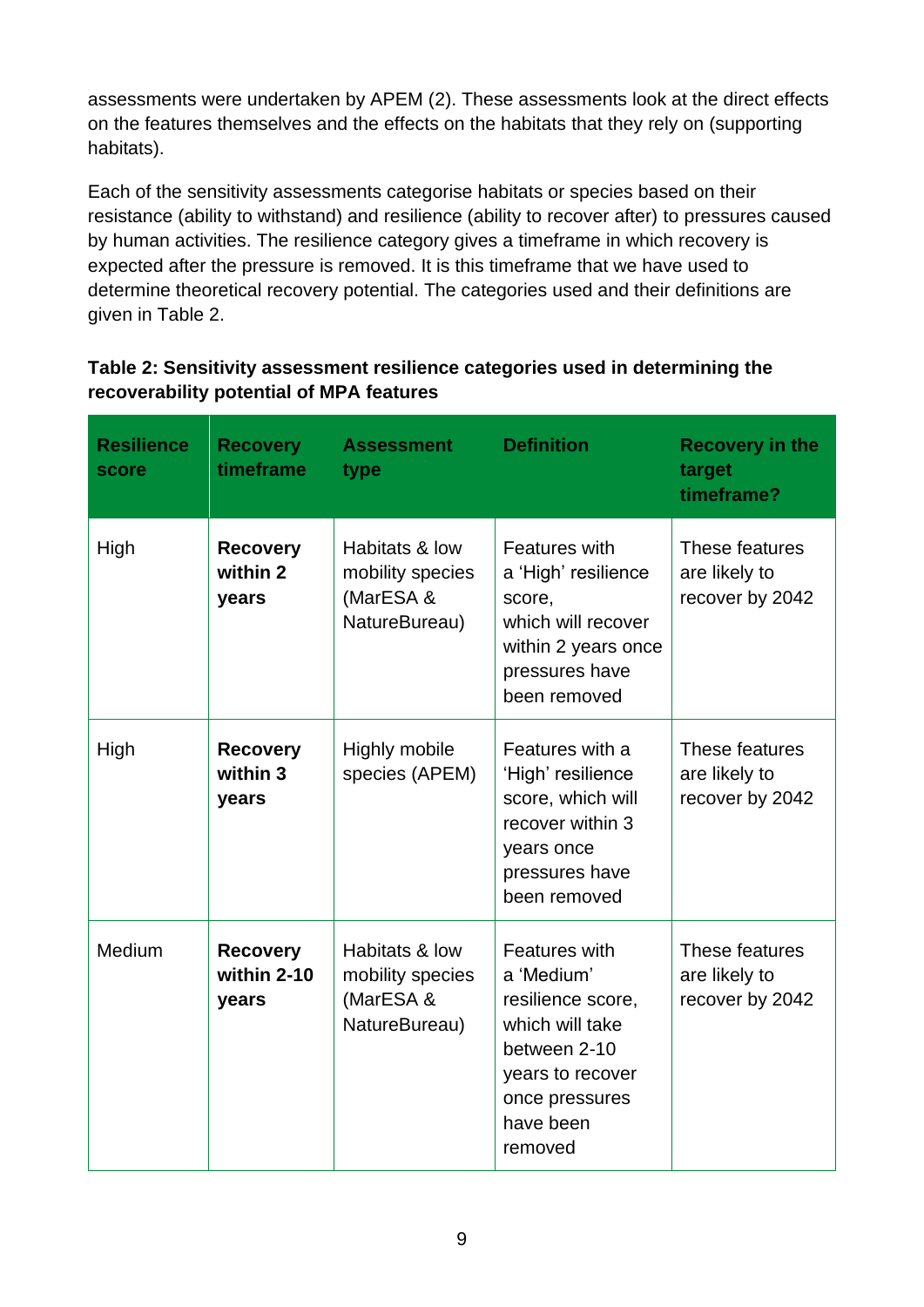assessments were undertaken by APEM (2). These assessments look at the direct effects on the features themselves and the effects on the habitats that they rely on (supporting habitats).

Each of the sensitivity assessments categorise habitats or species based on their resistance (ability to withstand) and resilience (ability to recover after) to pressures caused by human activities. The resilience category gives a timeframe in which recovery is expected after the pressure is removed. It is this timeframe that we have used to determine theoretical recovery potential. The categories used and their definitions are given in Table 2.

**Table 2: Sensitivity assessment resilience categories used in determining the recoverability potential of MPA features**

| Resilience score | Recovery timeframe | Assessment type | Definition | Recovery in the target timeframe? |
|---|---|---|---|---|
| High | **Recovery within 2 years** | Habitats & low mobility species (MarESA & NatureBureau) | Features with a 'High' resilience score, which will recover within 2 years once pressures have been removed | These features are likely to recover by 2042 |
| High | **Recovery within 3 years** | Highly mobile species (APEM) | Features with a 'High' resilience score, which will recover within 3 years once pressures have been removed | These features are likely to recover by 2042 |
| Medium | **Recovery within 2-10 years** | Habitats & low mobility species (MarESA & NatureBureau) | Features with a 'Medium' resilience score, which will take between 2-10 years to recover once pressures have been removed | These features are likely to recover by 2042 |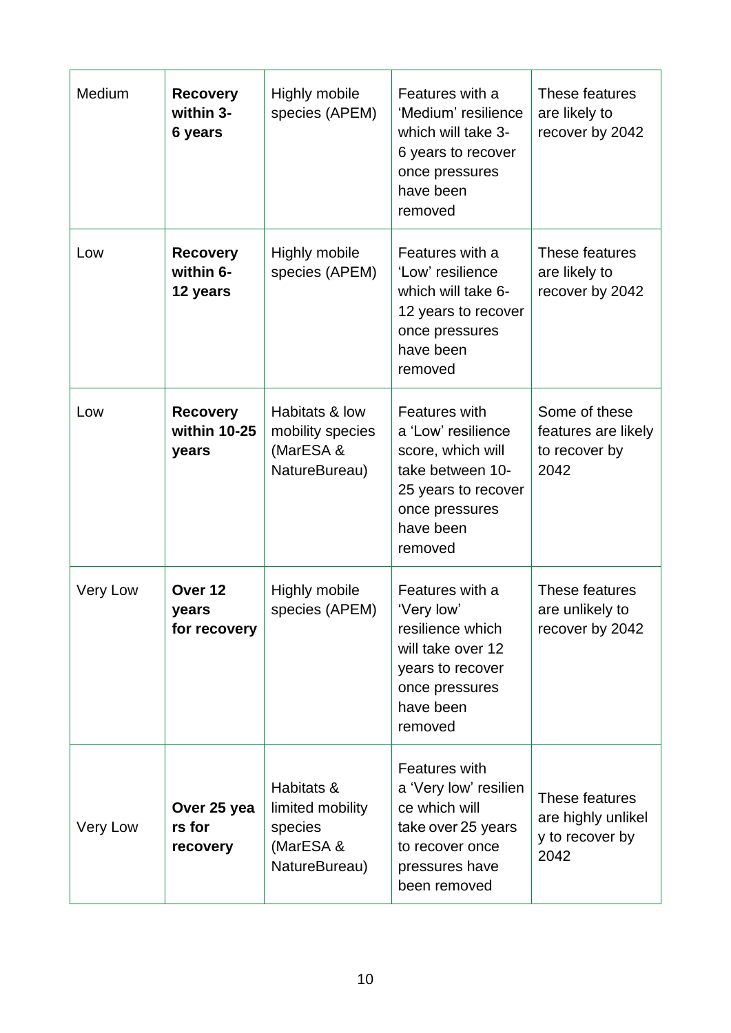| Medium | **Recovery within 3-6 years** | Highly mobile species (APEM) | Features with a 'Medium' resilience which will take 3-6 years to recover once pressures have been removed | These features are likely to recover by 2042 |
|---|---|---|---|---|
| Low | **Recovery within 6-12 years** | Highly mobile species (APEM) | Features with a 'Low' resilience which will take 6-12 years to recover once pressures have been removed | These features are likely to recover by 2042 |
| Low | **Recovery within 10-25 years** | Habitats & low mobility species (MarESA & NatureBureau) | Features with a 'Low' resilience score, which will take between 10-25 years to recover once pressures have been removed | Some of these features are likely to recover by 2042 |
| Very Low | **Over 12 years for recovery** | Highly mobile species (APEM) | Features with a 'Very low' resilience which will take over 12 years to recover once pressures have been removed | These features are unlikely to recover by 2042 |
| Very Low | **Over 25 years for recovery** | Habitats & limited mobility species (MarESA & NatureBureau) | Features with a 'Very low' resilience which will take over 25 years to recover once pressures have been removed | These features are highly unlikely to recover by 2042 |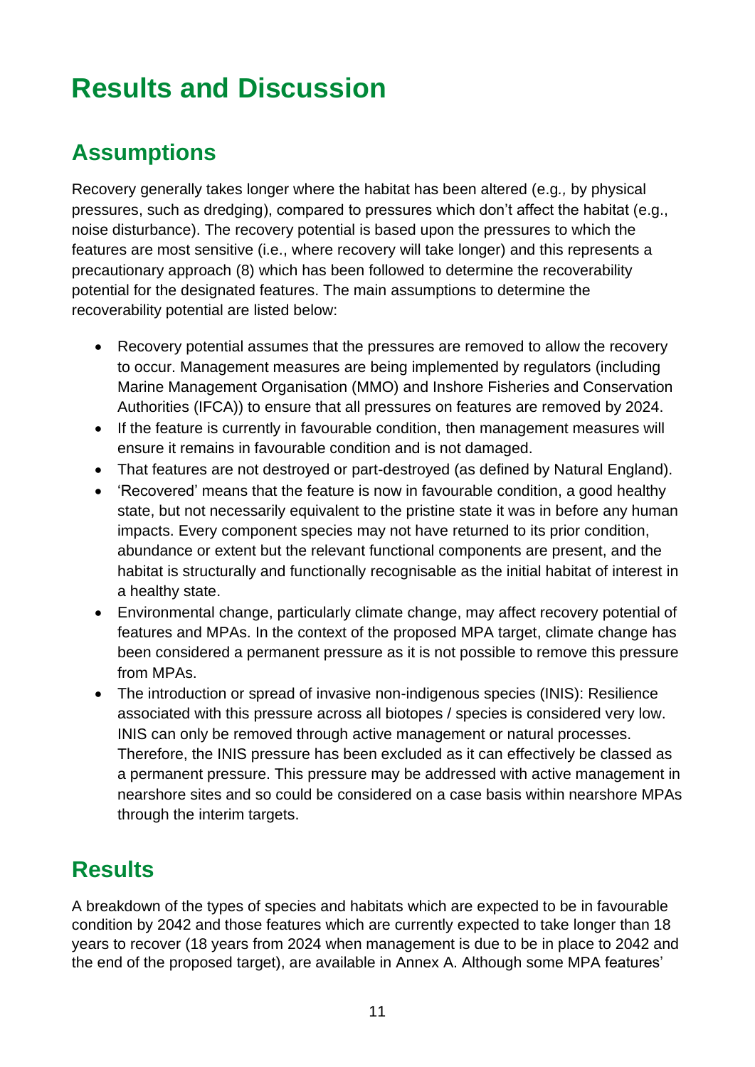# Results and Discussion

## Assumptions

Recovery generally takes longer where the habitat has been altered (e.g., by physical pressures, such as dredging), compared to pressures which don't affect the habitat (e.g., noise disturbance). The recovery potential is based upon the pressures to which the features are most sensitive (i.e., where recovery will take longer) and this represents a precautionary approach (8) which has been followed to determine the recoverability potential for the designated features. The main assumptions to determine the recoverability potential are listed below:

- Recovery potential assumes that the pressures are removed to allow the recovery to occur. Management measures are being implemented by regulators (including Marine Management Organisation (MMO) and Inshore Fisheries and Conservation Authorities (IFCA)) to ensure that all pressures on features are removed by 2024.
- If the feature is currently in favourable condition, then management measures will ensure it remains in favourable condition and is not damaged.
- That features are not destroyed or part-destroyed (as defined by Natural England).
- 'Recovered' means that the feature is now in favourable condition, a good healthy state, but not necessarily equivalent to the pristine state it was in before any human impacts. Every component species may not have returned to its prior condition, abundance or extent but the relevant functional components are present, and the habitat is structurally and functionally recognisable as the initial habitat of interest in a healthy state.
- Environmental change, particularly climate change, may affect recovery potential of features and MPAs. In the context of the proposed MPA target, climate change has been considered a permanent pressure as it is not possible to remove this pressure from MPAs.
- The introduction or spread of invasive non-indigenous species (INIS): Resilience associated with this pressure across all biotopes / species is considered very low. INIS can only be removed through active management or natural processes. Therefore, the INIS pressure has been excluded as it can effectively be classed as a permanent pressure. This pressure may be addressed with active management in nearshore sites and so could be considered on a case basis within nearshore MPAs through the interim targets.

## Results

A breakdown of the types of species and habitats which are expected to be in favourable condition by 2042 and those features which are currently expected to take longer than 18 years to recover (18 years from 2024 when management is due to be in place to 2042 and the end of the proposed target), are available in Annex A. Although some MPA features'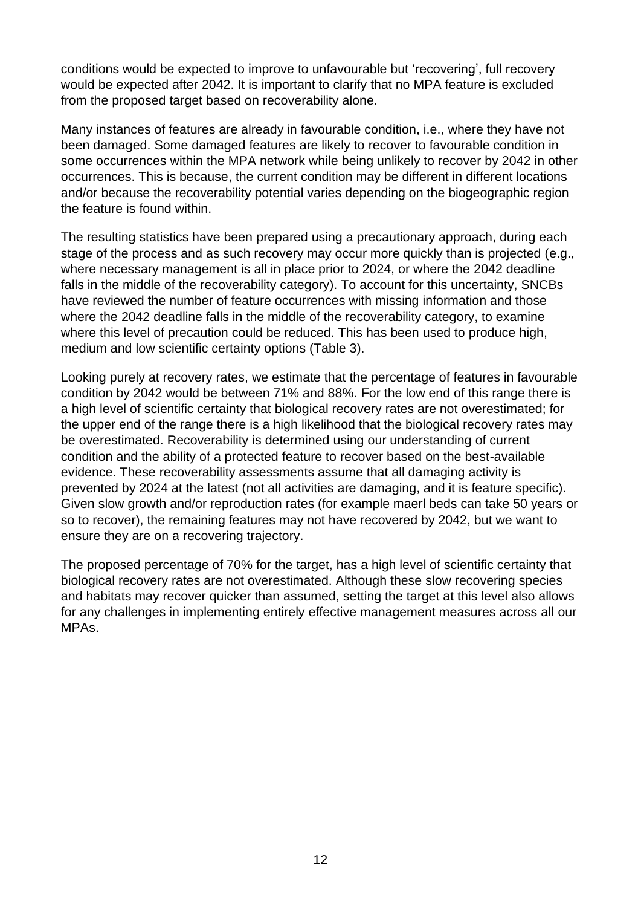conditions would be expected to improve to unfavourable but 'recovering', full recovery would be expected after 2042. It is important to clarify that no MPA feature is excluded from the proposed target based on recoverability alone.

Many instances of features are already in favourable condition, i.e., where they have not been damaged. Some damaged features are likely to recover to favourable condition in some occurrences within the MPA network while being unlikely to recover by 2042 in other occurrences. This is because, the current condition may be different in different locations and/or because the recoverability potential varies depending on the biogeographic region the feature is found within.

The resulting statistics have been prepared using a precautionary approach, during each stage of the process and as such recovery may occur more quickly than is projected (e.g., where necessary management is all in place prior to 2024, or where the 2042 deadline falls in the middle of the recoverability category). To account for this uncertainty, SNCBs have reviewed the number of feature occurrences with missing information and those where the 2042 deadline falls in the middle of the recoverability category, to examine where this level of precaution could be reduced. This has been used to produce high, medium and low scientific certainty options (Table 3).

Looking purely at recovery rates, we estimate that the percentage of features in favourable condition by 2042 would be between 71% and 88%. For the low end of this range there is a high level of scientific certainty that biological recovery rates are not overestimated; for the upper end of the range there is a high likelihood that the biological recovery rates may be overestimated. Recoverability is determined using our understanding of current condition and the ability of a protected feature to recover based on the best-available evidence. These recoverability assessments assume that all damaging activity is prevented by 2024 at the latest (not all activities are damaging, and it is feature specific). Given slow growth and/or reproduction rates (for example maerl beds can take 50 years or so to recover), the remaining features may not have recovered by 2042, but we want to ensure they are on a recovering trajectory.

The proposed percentage of 70% for the target, has a high level of scientific certainty that biological recovery rates are not overestimated. Although these slow recovering species and habitats may recover quicker than assumed, setting the target at this level also allows for any challenges in implementing entirely effective management measures across all our MPAs.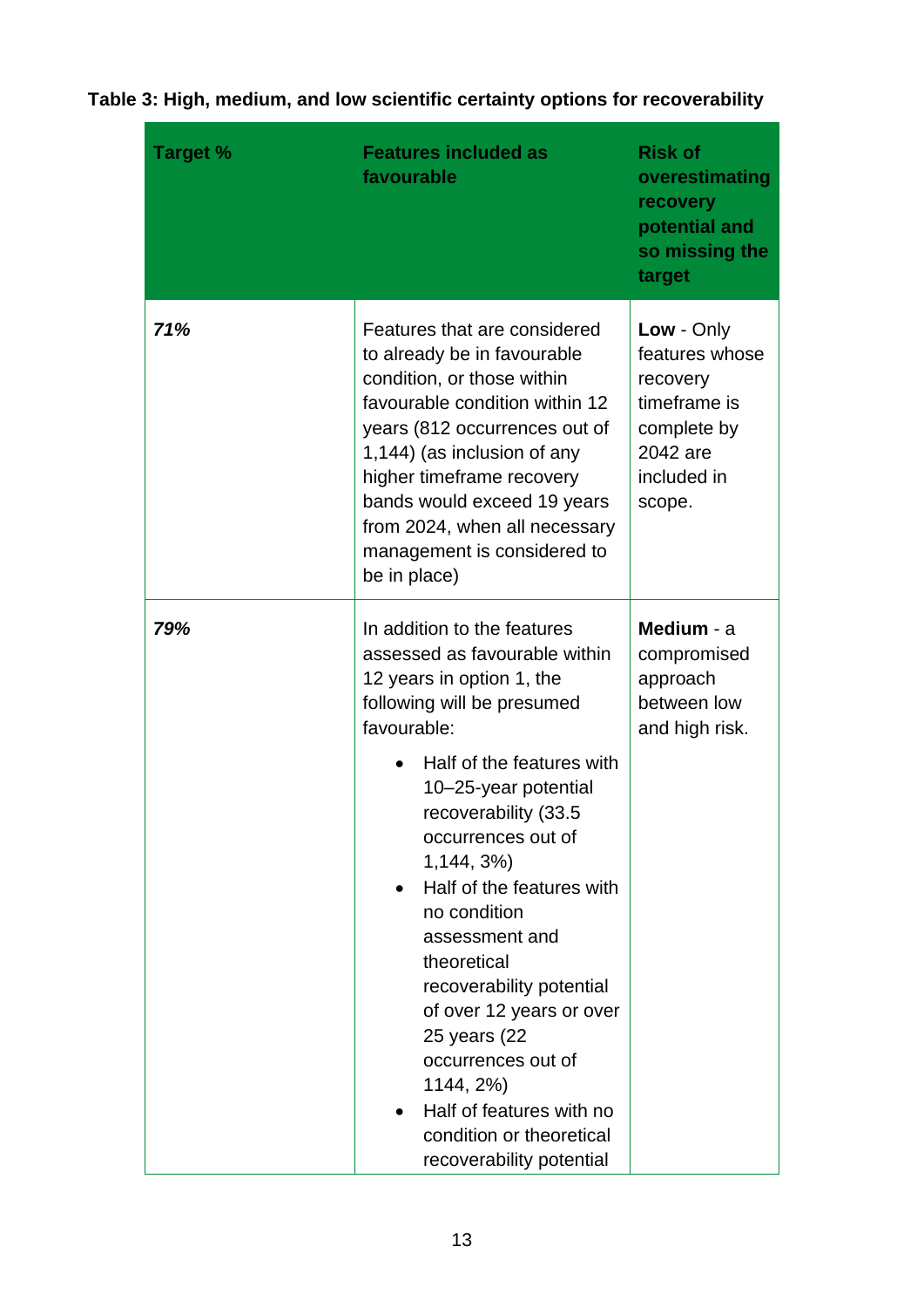**Table 3: High, medium, and low scientific certainty options for recoverability**

| Target % | Features included as favourable | Risk of overestimating recovery potential and so missing the target |
|---|---|---|
| ***71%*** | Features that are considered to already be in favourable condition, or those within favourable condition within 12 years (812 occurrences out of 1,144) (as inclusion of any higher timeframe recovery bands would exceed 19 years from 2024, when all necessary management is considered to be in place) | **Low** - Only features whose recovery timeframe is complete by 2042 are included in scope. |
| ***79%*** | In addition to the features assessed as favourable within 12 years in option 1, the following will be presumed favourable:<br>• Half of the features with 10–25-year potential recoverability (33.5 occurrences out of 1,144, 3%)<br>• Half of the features with no condition assessment and theoretical recoverability potential of over 12 years or over 25 years (22 occurrences out of 1144, 2%)<br>• Half of features with no condition or theoretical recoverability potential | **Medium** - a compromised approach between low and high risk. |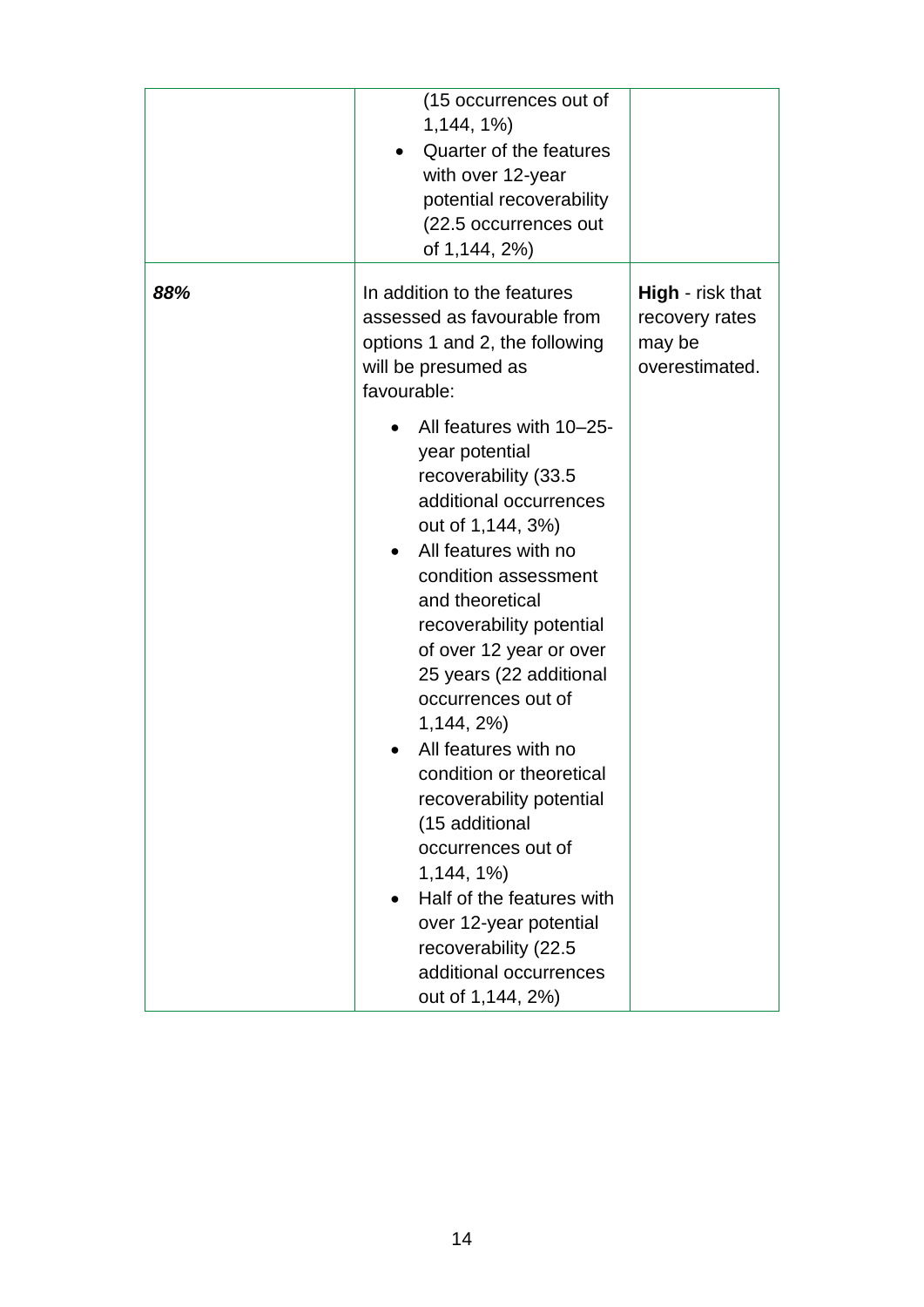| | | |
|---|---|---|
| | <ul><li>(15 occurrences out of 1,144, 1%)</li><li>Quarter of the features with over 12-year potential recoverability (22.5 occurrences out of 1,144, 2%)</li></ul> | |
| ***88%*** | In addition to the features assessed as favourable from options 1 and 2, the following will be presumed as favourable:<ul><li>All features with 10–25-year potential recoverability (33.5 additional occurrences out of 1,144, 3%)</li><li>All features with no condition assessment and theoretical recoverability potential of over 12 year or over 25 years (22 additional occurrences out of 1,144, 2%)</li><li>All features with no condition or theoretical recoverability potential (15 additional occurrences out of 1,144, 1%)</li><li>Half of the features with over 12-year potential recoverability (22.5 additional occurrences out of 1,144, 2%)</li></ul> | **High** - risk that recovery rates may be overestimated. |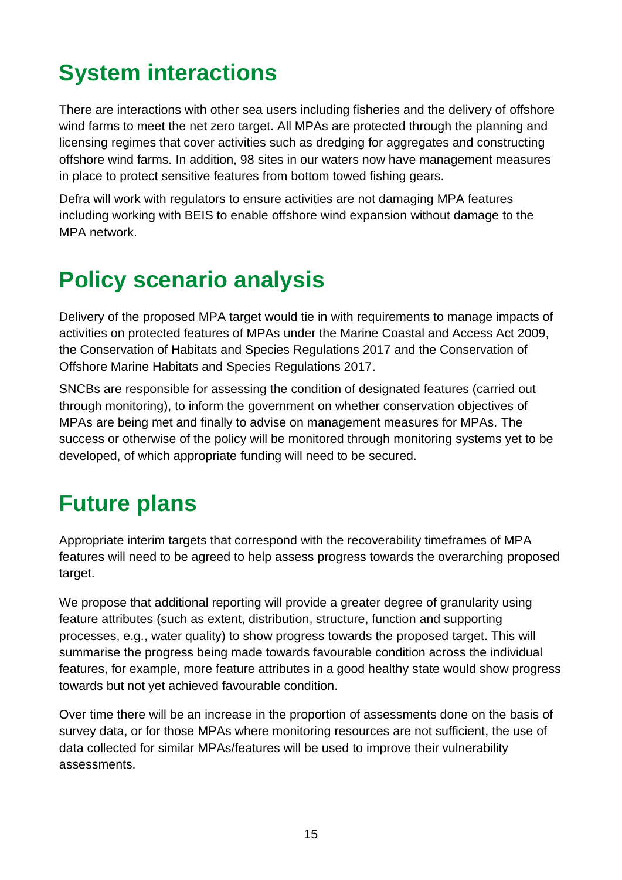# System interactions

There are interactions with other sea users including fisheries and the delivery of offshore wind farms to meet the net zero target. All MPAs are protected through the planning and licensing regimes that cover activities such as dredging for aggregates and constructing offshore wind farms. In addition, 98 sites in our waters now have management measures in place to protect sensitive features from bottom towed fishing gears.

Defra will work with regulators to ensure activities are not damaging MPA features including working with BEIS to enable offshore wind expansion without damage to the MPA network.

# Policy scenario analysis

Delivery of the proposed MPA target would tie in with requirements to manage impacts of activities on protected features of MPAs under the Marine Coastal and Access Act 2009, the Conservation of Habitats and Species Regulations 2017 and the Conservation of Offshore Marine Habitats and Species Regulations 2017.

SNCBs are responsible for assessing the condition of designated features (carried out through monitoring), to inform the government on whether conservation objectives of MPAs are being met and finally to advise on management measures for MPAs. The success or otherwise of the policy will be monitored through monitoring systems yet to be developed, of which appropriate funding will need to be secured.

# Future plans

Appropriate interim targets that correspond with the recoverability timeframes of MPA features will need to be agreed to help assess progress towards the overarching proposed target.

We propose that additional reporting will provide a greater degree of granularity using feature attributes (such as extent, distribution, structure, function and supporting processes, e.g., water quality) to show progress towards the proposed target. This will summarise the progress being made towards favourable condition across the individual features, for example, more feature attributes in a good healthy state would show progress towards but not yet achieved favourable condition.

Over time there will be an increase in the proportion of assessments done on the basis of survey data, or for those MPAs where monitoring resources are not sufficient, the use of data collected for similar MPAs/features will be used to improve their vulnerability assessments.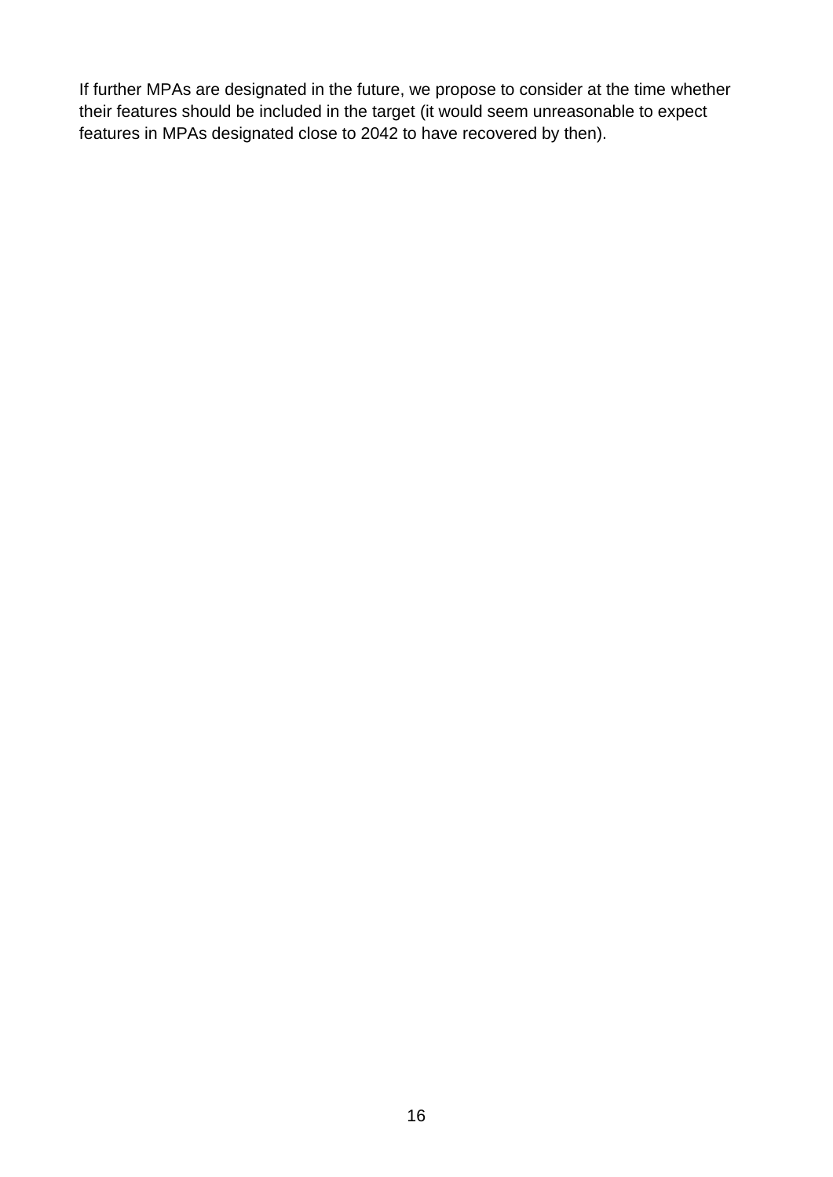If further MPAs are designated in the future, we propose to consider at the time whether their features should be included in the target (it would seem unreasonable to expect features in MPAs designated close to 2042 to have recovered by then).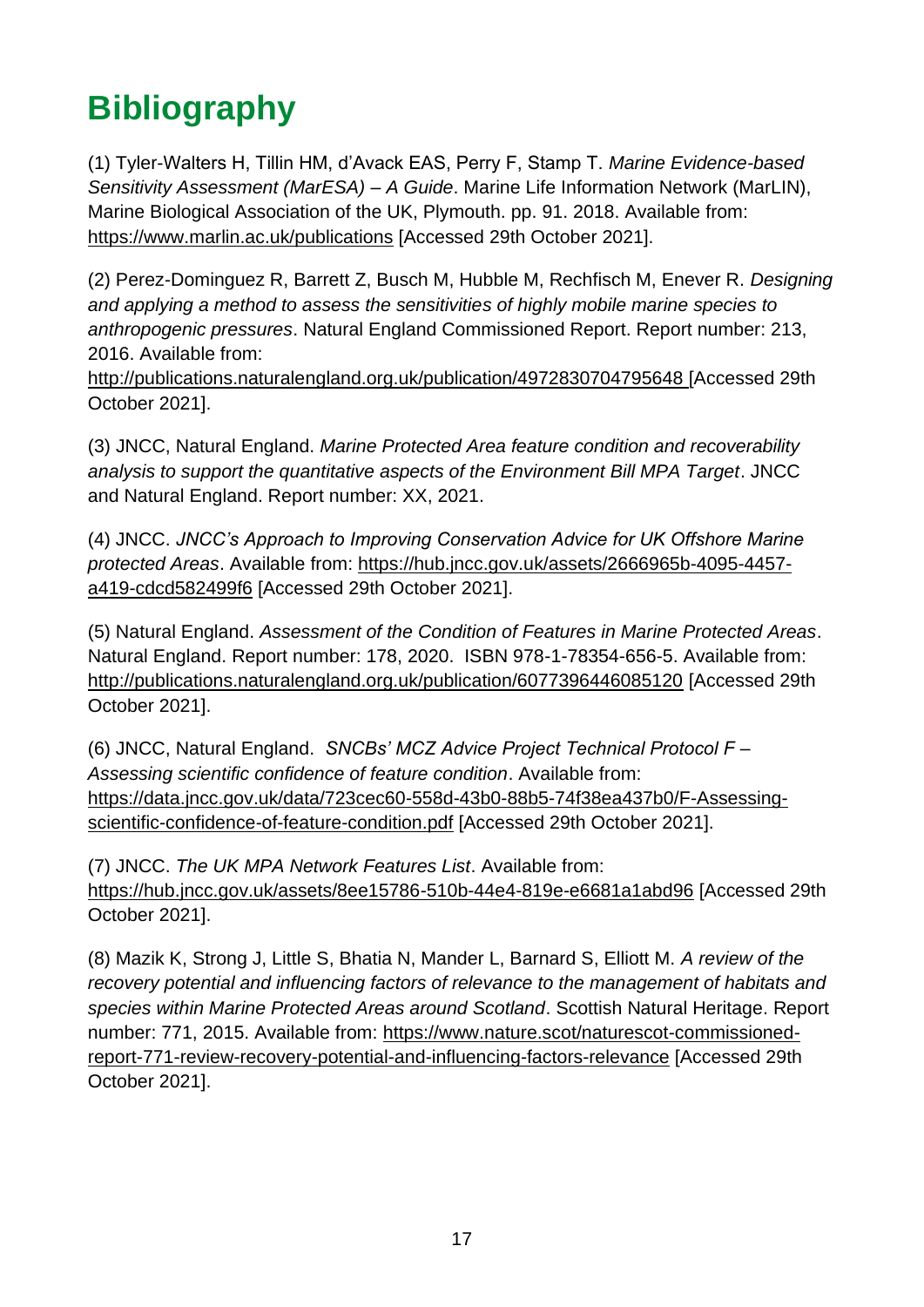# Bibliography

(1) Tyler-Walters H, Tillin HM, d'Avack EAS, Perry F, Stamp T. *Marine Evidence-based Sensitivity Assessment (MarESA) – A Guide*. Marine Life Information Network (MarLIN), Marine Biological Association of the UK, Plymouth. pp. 91. 2018. Available from: https://www.marlin.ac.uk/publications [Accessed 29th October 2021].

(2) Perez-Dominguez R, Barrett Z, Busch M, Hubble M, Rechfisch M, Enever R. *Designing and applying a method to assess the sensitivities of highly mobile marine species to anthropogenic pressures*. Natural England Commissioned Report. Report number: 213, 2016. Available from: http://publications.naturalengland.org.uk/publication/4972830704795648 [Accessed 29th October 2021].

(3) JNCC, Natural England. *Marine Protected Area feature condition and recoverability analysis to support the quantitative aspects of the Environment Bill MPA Target*. JNCC and Natural England. Report number: XX, 2021.

(4) JNCC. *JNCC's Approach to Improving Conservation Advice for UK Offshore Marine protected Areas*. Available from: https://hub.jncc.gov.uk/assets/2666965b-4095-4457-a419-cdcd582499f6 [Accessed 29th October 2021].

(5) Natural England. *Assessment of the Condition of Features in Marine Protected Areas*. Natural England. Report number: 178, 2020. ISBN 978-1-78354-656-5. Available from: http://publications.naturalengland.org.uk/publication/6077396446085120 [Accessed 29th October 2021].

(6) JNCC, Natural England. *SNCBs' MCZ Advice Project Technical Protocol F – Assessing scientific confidence of feature condition*. Available from: https://data.jncc.gov.uk/data/723cec60-558d-43b0-88b5-74f38ea437b0/F-Assessing-scientific-confidence-of-feature-condition.pdf [Accessed 29th October 2021].

(7) JNCC. *The UK MPA Network Features List*. Available from: https://hub.jncc.gov.uk/assets/8ee15786-510b-44e4-819e-e6681a1abd96 [Accessed 29th October 2021].

(8) Mazik K, Strong J, Little S, Bhatia N, Mander L, Barnard S, Elliott M. *A review of the recovery potential and influencing factors of relevance to the management of habitats and species within Marine Protected Areas around Scotland*. Scottish Natural Heritage. Report number: 771, 2015. Available from: https://www.nature.scot/naturescot-commissioned-report-771-review-recovery-potential-and-influencing-factors-relevance [Accessed 29th October 2021].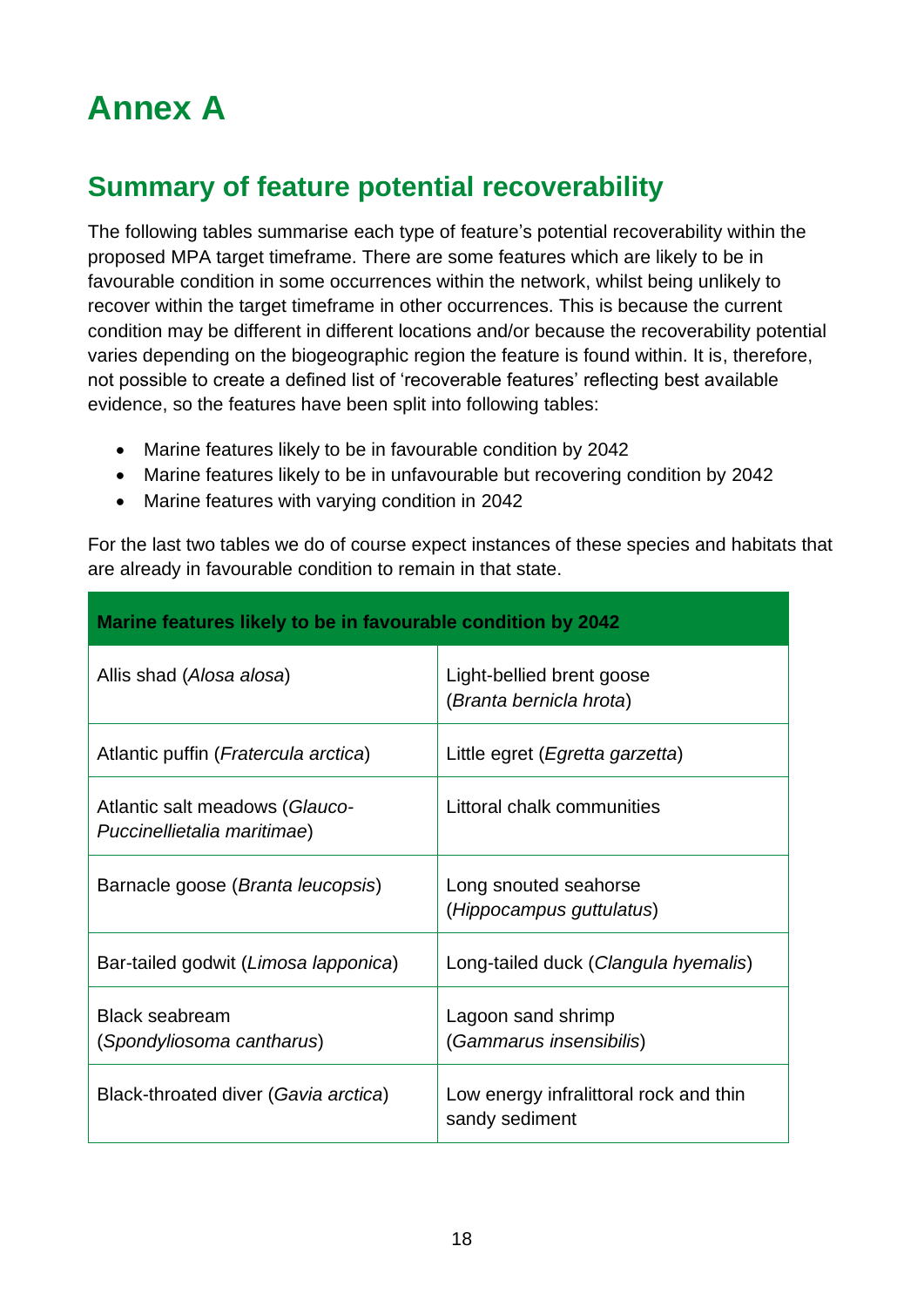# Annex A

## Summary of feature potential recoverability

The following tables summarise each type of feature's potential recoverability within the proposed MPA target timeframe. There are some features which are likely to be in favourable condition in some occurrences within the network, whilst being unlikely to recover within the target timeframe in other occurrences. This is because the current condition may be different in different locations and/or because the recoverability potential varies depending on the biogeographic region the feature is found within. It is, therefore, not possible to create a defined list of 'recoverable features' reflecting best available evidence, so the features have been split into following tables:

- Marine features likely to be in favourable condition by 2042
- Marine features likely to be in unfavourable but recovering condition by 2042
- Marine features with varying condition in 2042

For the last two tables we do of course expect instances of these species and habitats that are already in favourable condition to remain in that state.

| **Marine features likely to be in favourable condition by 2042** | |
|---|---|
| Allis shad (*Alosa alosa*) | Light-bellied brent goose (*Branta bernicla hrota*) |
| Atlantic puffin (*Fratercula arctica*) | Little egret (*Egretta garzetta*) |
| Atlantic salt meadows (*Glauco-Puccinellietalia maritimae*) | Littoral chalk communities |
| Barnacle goose (*Branta leucopsis*) | Long snouted seahorse (*Hippocampus guttulatus*) |
| Bar-tailed godwit (*Limosa lapponica*) | Long-tailed duck (*Clangula hyemalis*) |
| Black seabream (*Spondyliosoma cantharus*) | Lagoon sand shrimp (*Gammarus insensibilis*) |
| Black-throated diver (*Gavia arctica*) | Low energy infralittoral rock and thin sandy sediment |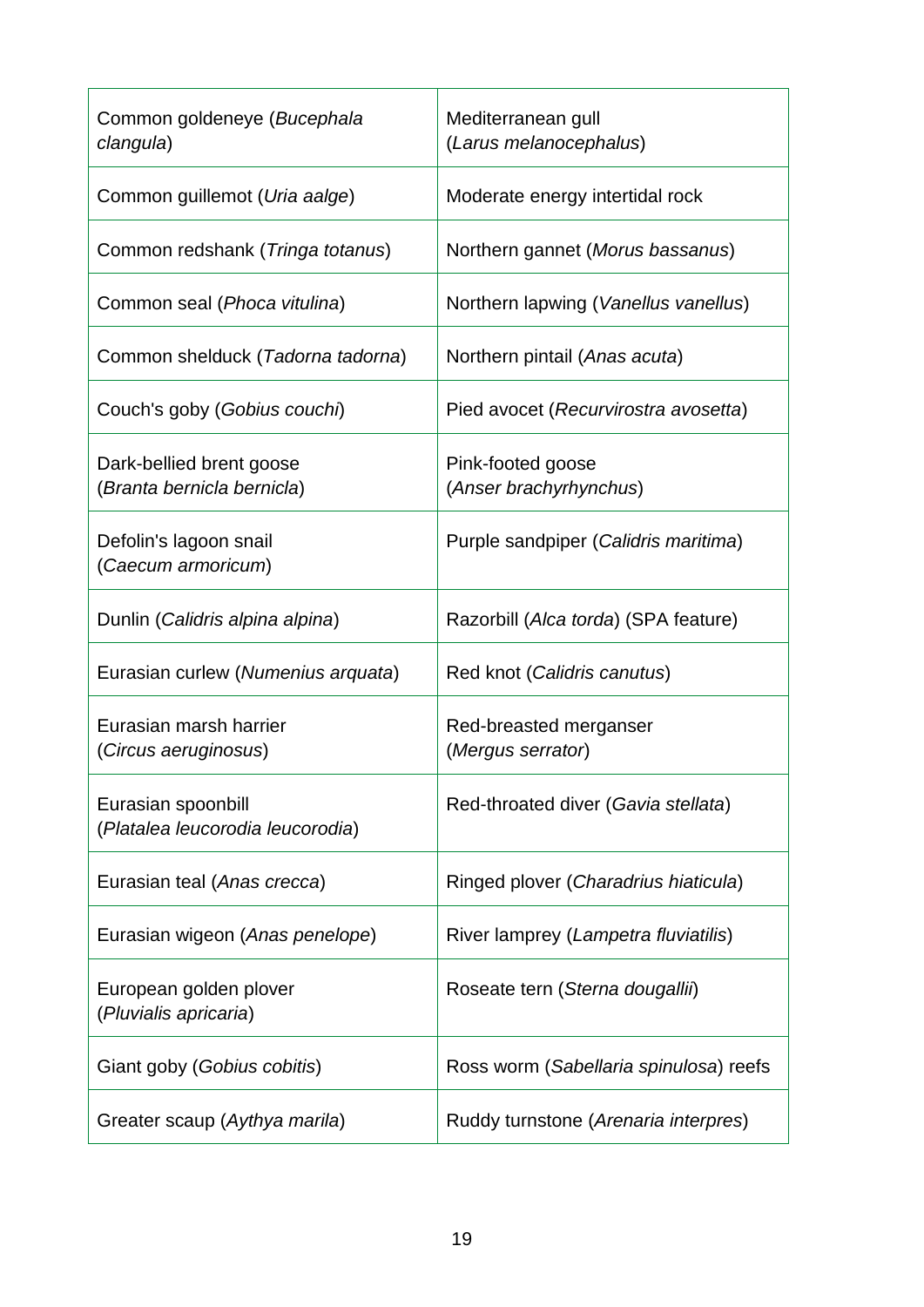| Common goldeneye (*Bucephala clangula*) | Mediterranean gull (*Larus melanocephalus*) |
|---|---|
| Common guillemot (*Uria aalge*) | Moderate energy intertidal rock |
| Common redshank (*Tringa totanus*) | Northern gannet (*Morus bassanus*) |
| Common seal (*Phoca vitulina*) | Northern lapwing (*Vanellus vanellus*) |
| Common shelduck (*Tadorna tadorna*) | Northern pintail (*Anas acuta*) |
| Couch's goby (*Gobius couchi*) | Pied avocet (*Recurvirostra avosetta*) |
| Dark-bellied brent goose (*Branta bernicla bernicla*) | Pink-footed goose (*Anser brachyrhynchus*) |
| Defolin's lagoon snail (*Caecum armoricum*) | Purple sandpiper (*Calidris maritima*) |
| Dunlin (*Calidris alpina alpina*) | Razorbill (*Alca torda*) (SPA feature) |
| Eurasian curlew (*Numenius arquata*) | Red knot (*Calidris canutus*) |
| Eurasian marsh harrier (*Circus aeruginosus*) | Red-breasted merganser (*Mergus serrator*) |
| Eurasian spoonbill (*Platalea leucorodia leucorodia*) | Red-throated diver (*Gavia stellata*) |
| Eurasian teal (*Anas crecca*) | Ringed plover (*Charadrius hiaticula*) |
| Eurasian wigeon (*Anas penelope*) | River lamprey (*Lampetra fluviatilis*) |
| European golden plover (*Pluvialis apricaria*) | Roseate tern (*Sterna dougallii*) |
| Giant goby (*Gobius cobitis*) | Ross worm (*Sabellaria spinulosa*) reefs |
| Greater scaup (*Aythya marila*) | Ruddy turnstone (*Arenaria interpres*) |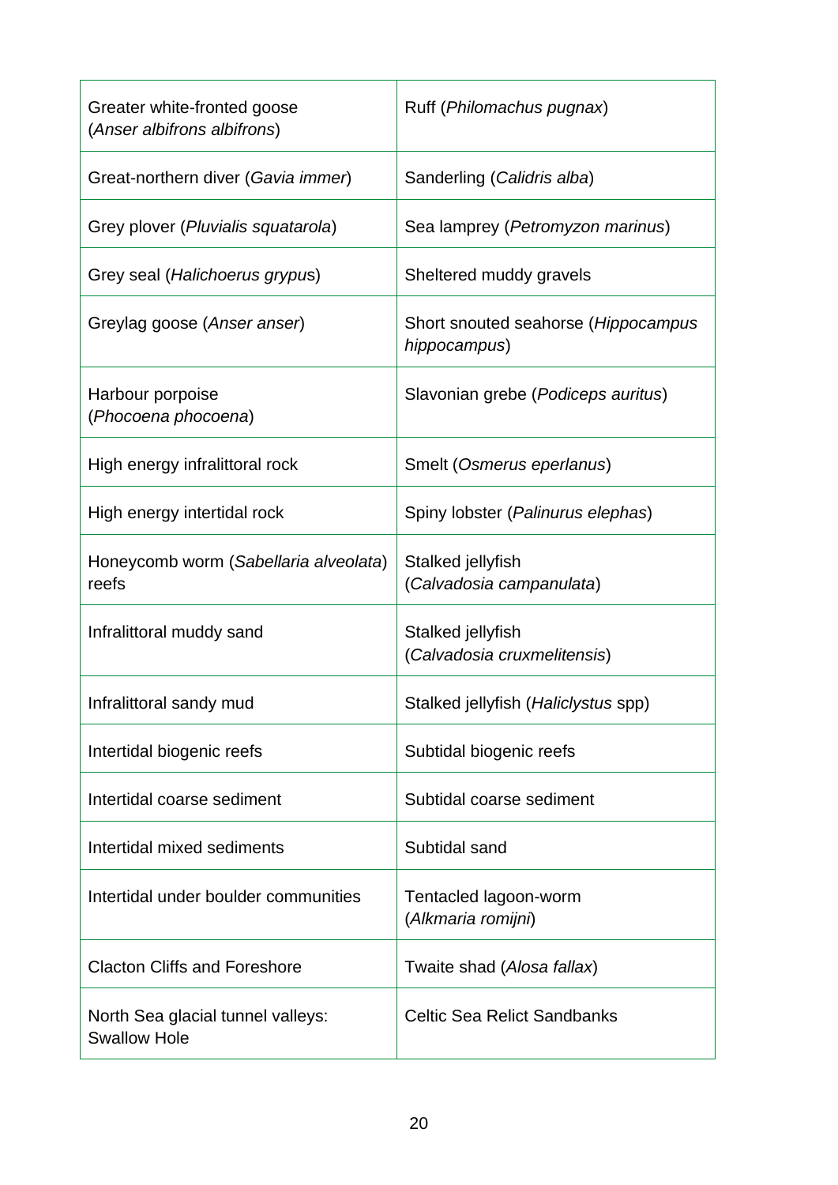| | |
|---|---|
| Greater white-fronted goose (*Anser albifrons albifrons*) | Ruff (*Philomachus pugnax*) |
| Great-northern diver (*Gavia immer*) | Sanderling (*Calidris alba*) |
| Grey plover (*Pluvialis squatarola*) | Sea lamprey (*Petromyzon marinus*) |
| Grey seal (*Halichoerus grypus*) | Sheltered muddy gravels |
| Greylag goose (*Anser anser*) | Short snouted seahorse (*Hippocampus hippocampus*) |
| Harbour porpoise (*Phocoena phocoena*) | Slavonian grebe (*Podiceps auritus*) |
| High energy infralittoral rock | Smelt (*Osmerus eperlanus*) |
| High energy intertidal rock | Spiny lobster (*Palinurus elephas*) |
| Honeycomb worm (*Sabellaria alveolata*) reefs | Stalked jellyfish (*Calvadosia campanulata*) |
| Infralittoral muddy sand | Stalked jellyfish (*Calvadosia cruxmelitensis*) |
| Infralittoral sandy mud | Stalked jellyfish (*Haliclystus* spp) |
| Intertidal biogenic reefs | Subtidal biogenic reefs |
| Intertidal coarse sediment | Subtidal coarse sediment |
| Intertidal mixed sediments | Subtidal sand |
| Intertidal under boulder communities | Tentacled lagoon-worm (*Alkmaria romijni*) |
| Clacton Cliffs and Foreshore | Twaite shad (*Alosa fallax*) |
| North Sea glacial tunnel valleys: Swallow Hole | Celtic Sea Relict Sandbanks |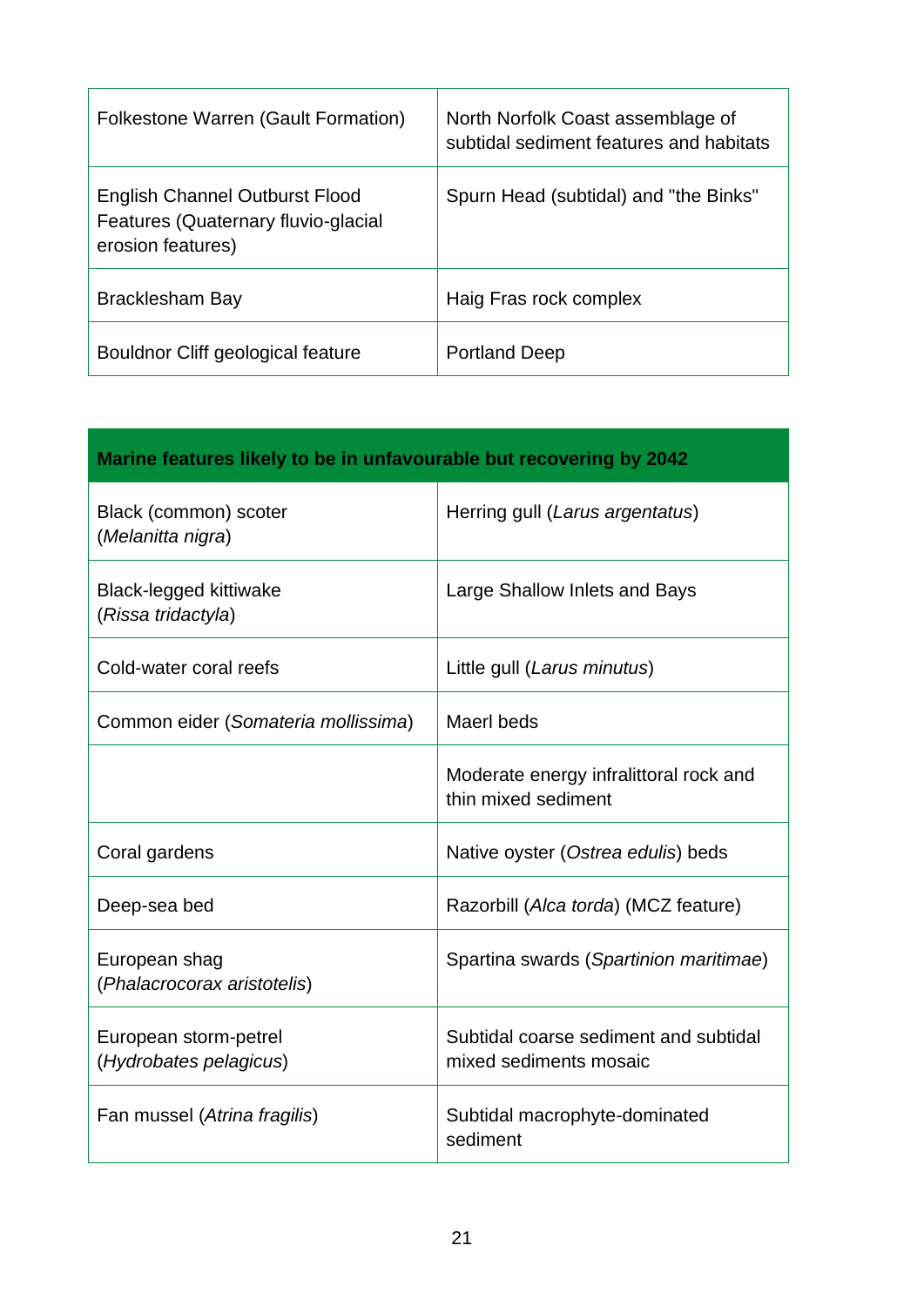| | |
|---|---|
| Folkestone Warren (Gault Formation) | North Norfolk Coast assemblage of subtidal sediment features and habitats |
| English Channel Outburst Flood Features (Quaternary fluvio-glacial erosion features) | Spurn Head (subtidal) and "the Binks" |
| Bracklesham Bay | Haig Fras rock complex |
| Bouldnor Cliff geological feature | Portland Deep |

| **Marine features likely to be in unfavourable but recovering by 2042** | |
|---|---|
| Black (common) scoter (*Melanitta nigra*) | Herring gull (*Larus argentatus*) |
| Black-legged kittiwake (*Rissa tridactyla*) | Large Shallow Inlets and Bays |
| Cold-water coral reefs | Little gull (*Larus minutus*) |
| Common eider (*Somateria mollissima*) | Maerl beds |
| | Moderate energy infralittoral rock and thin mixed sediment |
| Coral gardens | Native oyster (*Ostrea edulis*) beds |
| Deep-sea bed | Razorbill (*Alca torda*) (MCZ feature) |
| European shag (*Phalacrocorax aristotelis*) | Spartina swards (*Spartinion maritimae*) |
| European storm-petrel (*Hydrobates pelagicus*) | Subtidal coarse sediment and subtidal mixed sediments mosaic |
| Fan mussel (*Atrina fragilis*) | Subtidal macrophyte-dominated sediment |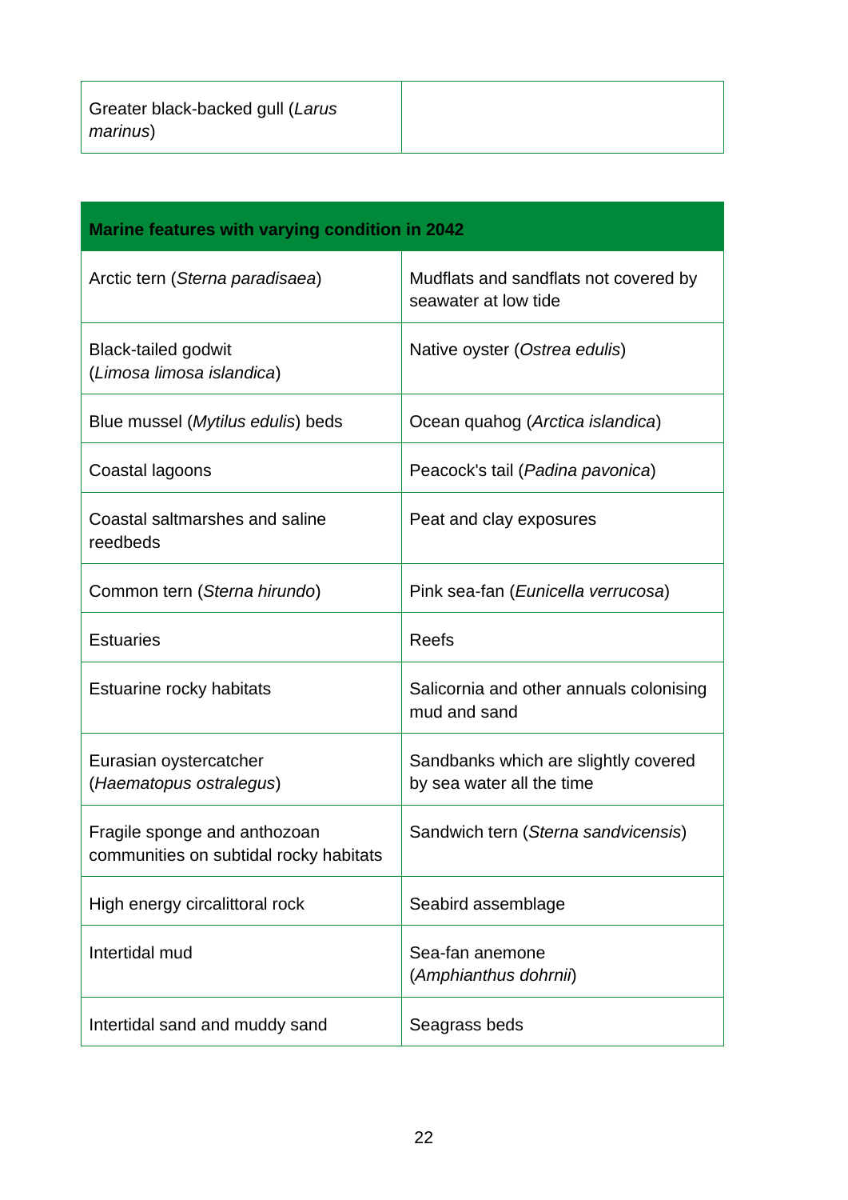| Greater black-backed gull (*Larus marinus*) | |
|---|---|

| Marine features with varying condition in 2042 | |
|---|---|
| Arctic tern (*Sterna paradisaea*) | Mudflats and sandflats not covered by seawater at low tide |
| Black-tailed godwit (*Limosa limosa islandica*) | Native oyster (*Ostrea edulis*) |
| Blue mussel (*Mytilus edulis*) beds | Ocean quahog (*Arctica islandica*) |
| Coastal lagoons | Peacock's tail (*Padina pavonica*) |
| Coastal saltmarshes and saline reedbeds | Peat and clay exposures |
| Common tern (*Sterna hirundo*) | Pink sea-fan (*Eunicella verrucosa*) |
| Estuaries | Reefs |
| Estuarine rocky habitats | Salicornia and other annuals colonising mud and sand |
| Eurasian oystercatcher (*Haematopus ostralegus*) | Sandbanks which are slightly covered by sea water all the time |
| Fragile sponge and anthozoan communities on subtidal rocky habitats | Sandwich tern (*Sterna sandvicensis*) |
| High energy circalittoral rock | Seabird assemblage |
| Intertidal mud | Sea-fan anemone (*Amphianthus dohrnii*) |
| Intertidal sand and muddy sand | Seagrass beds |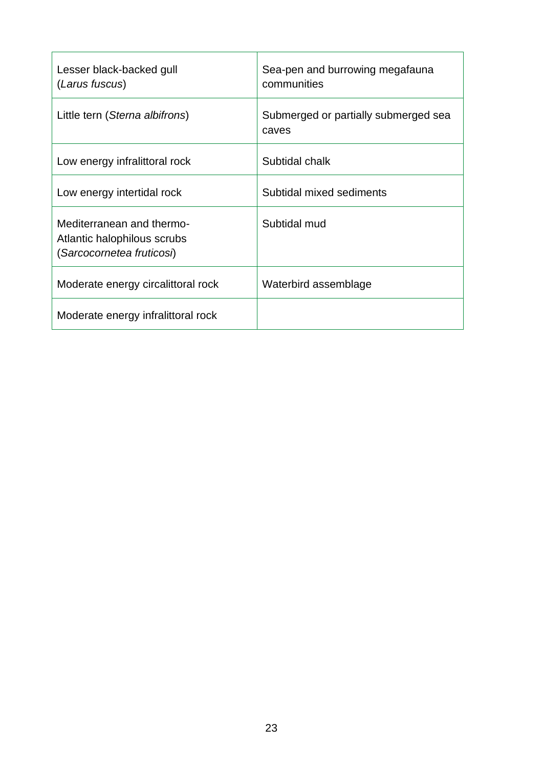| | |
|---|---|
| Lesser black-backed gull (*Larus fuscus*) | Sea-pen and burrowing megafauna communities |
| Little tern (*Sterna albifrons*) | Submerged or partially submerged sea caves |
| Low energy infralittoral rock | Subtidal chalk |
| Low energy intertidal rock | Subtidal mixed sediments |
| Mediterranean and thermo-Atlantic halophilous scrubs (*Sarcocornetea fruticosi*) | Subtidal mud |
| Moderate energy circalittoral rock | Waterbird assemblage |
| Moderate energy infralittoral rock | |